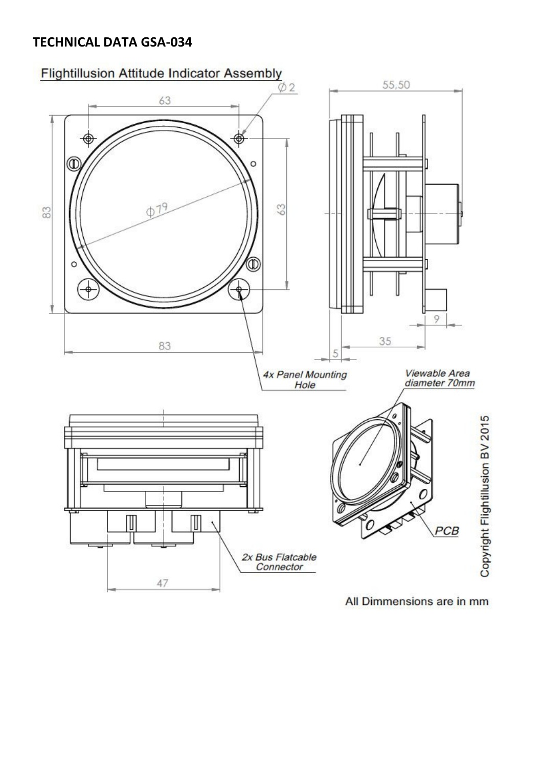# TECHNICAL DATA GSA-034

Flightillusion Attitude Indicator Assembly

Ø2

63

55,50

Ø79

83

63

9

35

5

83

4x Panel Mounting Hole

Viewable Area diameter 70mm

PCB

2x Bus Flatcable Connector

47

Copyright Flightillusion BV 2015

All Dimmensions are in mm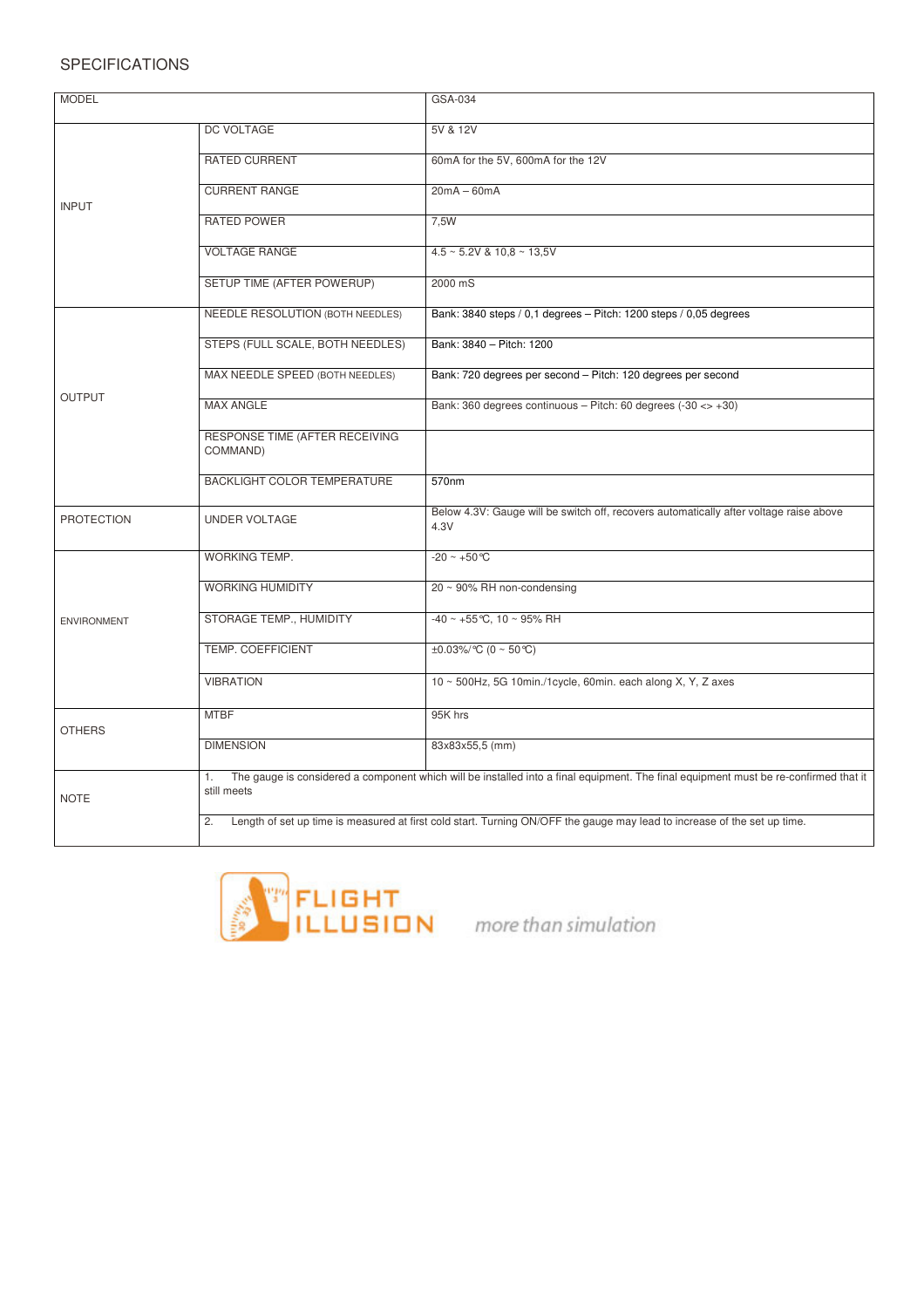SPECIFICATIONS

| | | |
|---|---|---|
| MODEL | | GSA-034 |
| INPUT | DC VOLTAGE | 5V & 12V |
| | RATED CURRENT | 60mA for the 5V, 600mA for the 12V |
| | CURRENT RANGE | 20mA – 60mA |
| | RATED POWER | 7,5W |
| | VOLTAGE RANGE | 4.5 ~ 5.2V & 10,8 ~ 13,5V |
| | SETUP TIME (AFTER POWERUP) | 2000 mS |
| OUTPUT | NEEDLE RESOLUTION (BOTH NEEDLES) | Bank: 3840 steps / 0,1 degrees – Pitch: 1200 steps / 0,05 degrees |
| | STEPS (FULL SCALE, BOTH NEEDLES) | Bank: 3840 – Pitch: 1200 |
| | MAX NEEDLE SPEED (BOTH NEEDLES) | Bank: 720 degrees per second – Pitch: 120 degrees per second |
| | MAX ANGLE | Bank: 360 degrees continuous – Pitch: 60 degrees (-30 <> +30) |
| | RESPONSE TIME (AFTER RECEIVING COMMAND) | |
| | BACKLIGHT COLOR TEMPERATURE | 570nm |
| PROTECTION | UNDER VOLTAGE | Below 4.3V: Gauge will be switch off, recovers automatically after voltage raise above 4.3V |
| ENVIRONMENT | WORKING TEMP. | -20 ~ +50℃ |
| | WORKING HUMIDITY | 20 ~ 90% RH non-condensing |
| | STORAGE TEMP., HUMIDITY | -40 ~ +55℃, 10 ~ 95% RH |
| | TEMP. COEFFICIENT | ±0.03%/℃ (0 ~ 50℃) |
| | VIBRATION | 10 ~ 500Hz, 5G 10min./1cycle, 60min. each along X, Y, Z axes |
| OTHERS | MTBF | 95K hrs |
| | DIMENSION | 83x83x55,5 (mm) |
| NOTE | 1. The gauge is considered a component which will be installed into a final equipment. The final equipment must be re-confirmed that it still meets | |
| | 2. Length of set up time is measured at first cold start. Turning ON/OFF the gauge may lead to increase of the set up time. | |

FLIGHT ILLUSION *more than simulation*